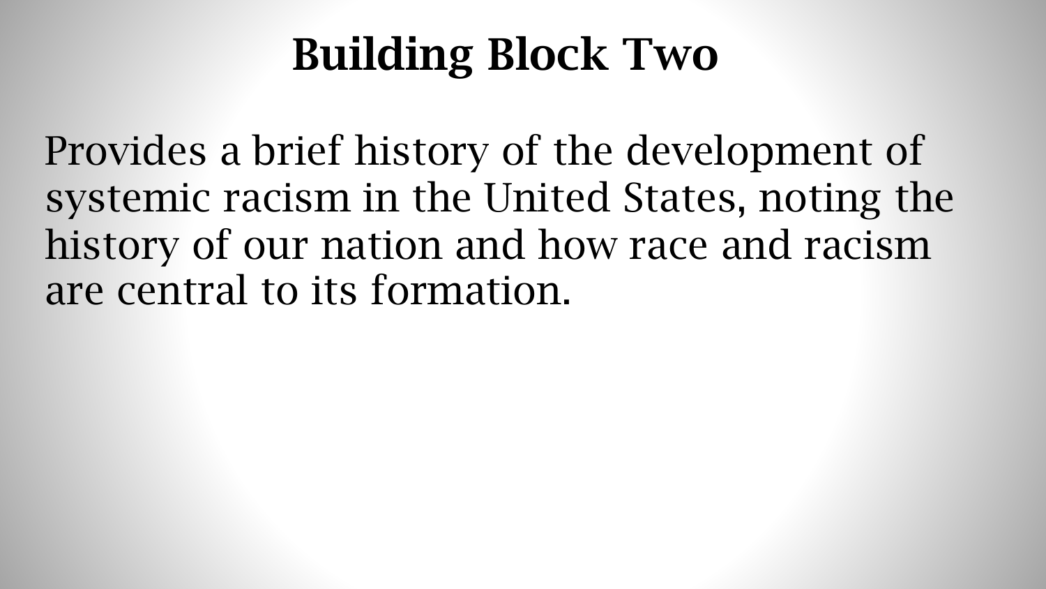# Building Block Two

Provides a brief history of the development of systemic racism in the United States, noting the history of our nation and how race and racism are central to its formation.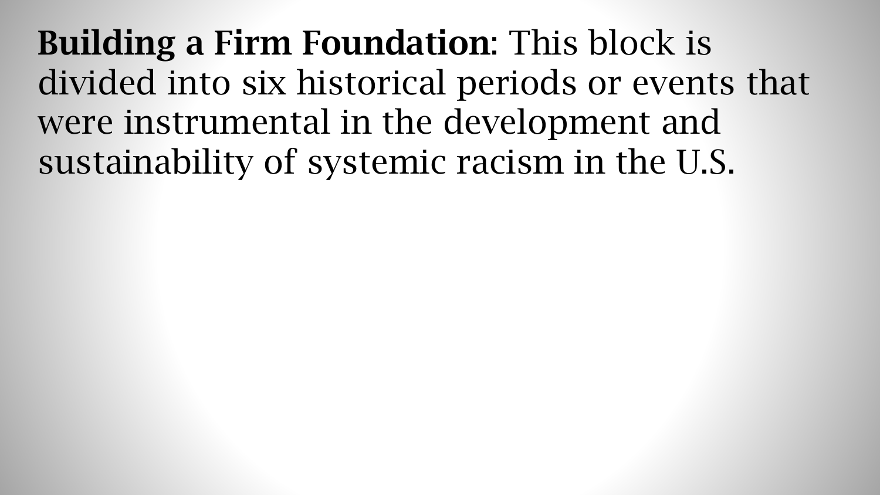**Building a Firm Foundation**: This block is divided into six historical periods or events that were instrumental in the development and sustainability of systemic racism in the U.S.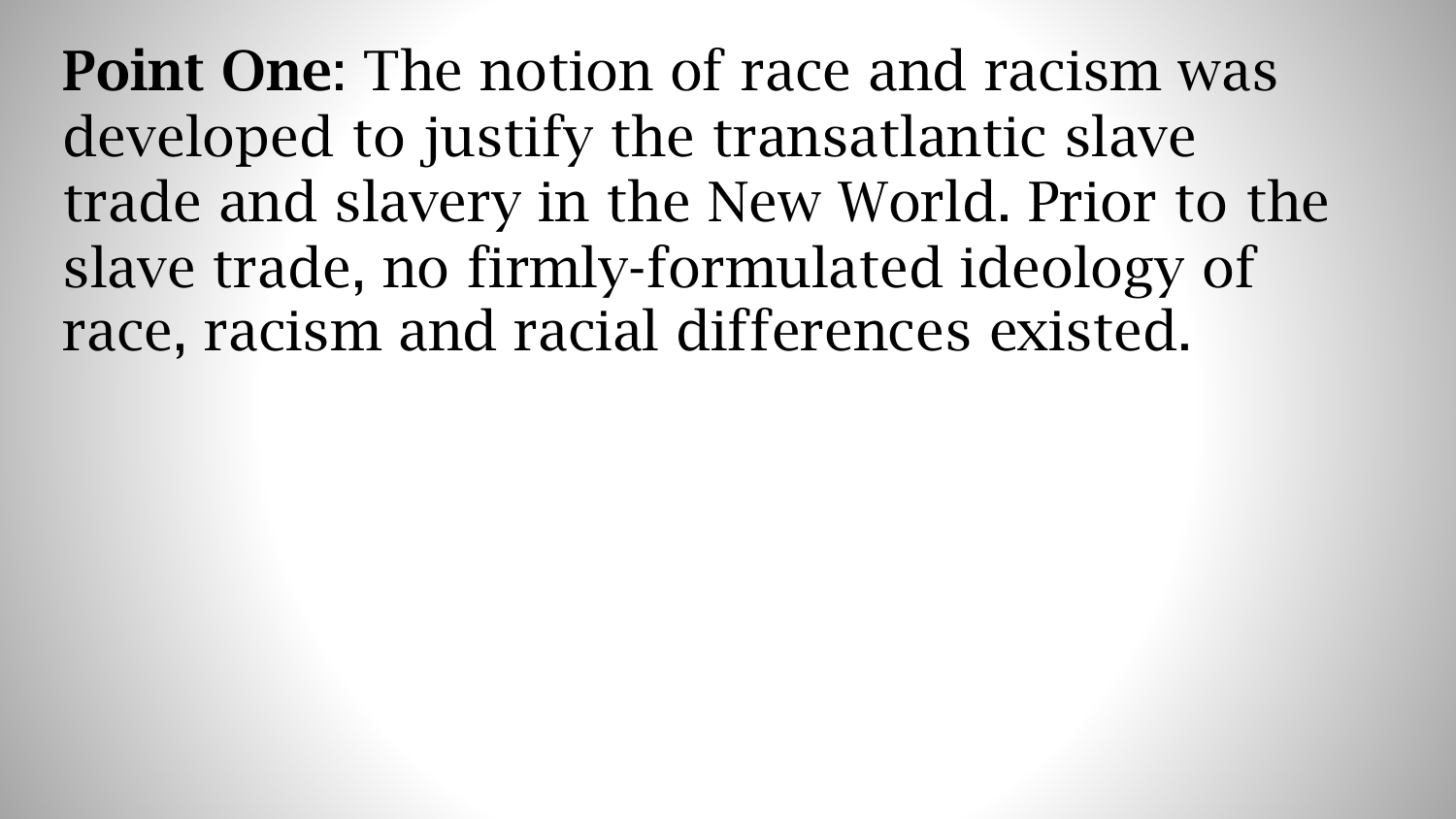**Point One**: The notion of race and racism was developed to justify the transatlantic slave trade and slavery in the New World. Prior to the slave trade, no firmly-formulated ideology of race, racism and racial differences existed.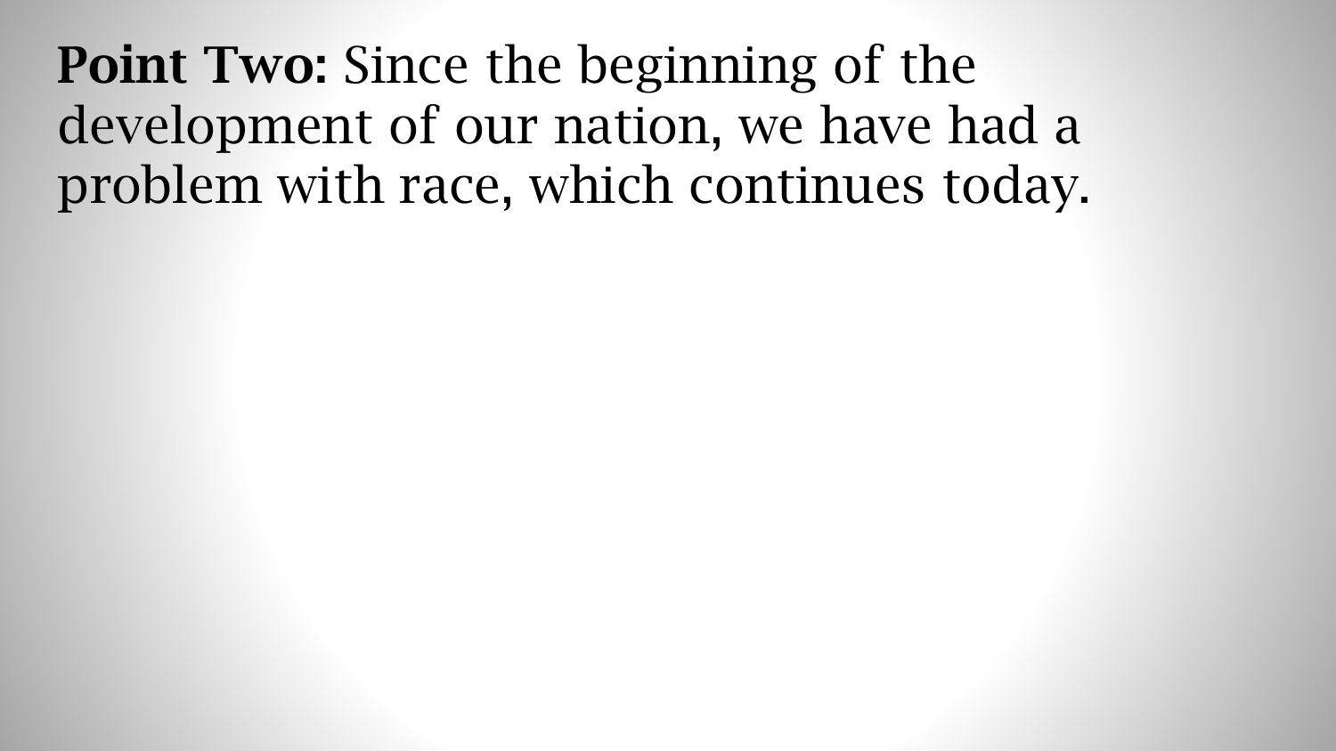**Point Two:** Since the beginning of the development of our nation, we have had a problem with race, which continues today.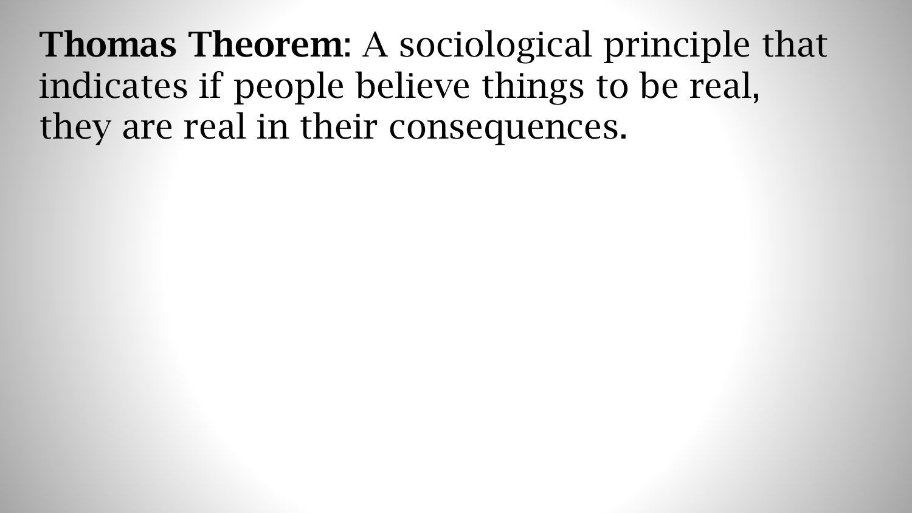**Thomas Theorem**: A sociological principle that indicates if people believe things to be real, they are real in their consequences.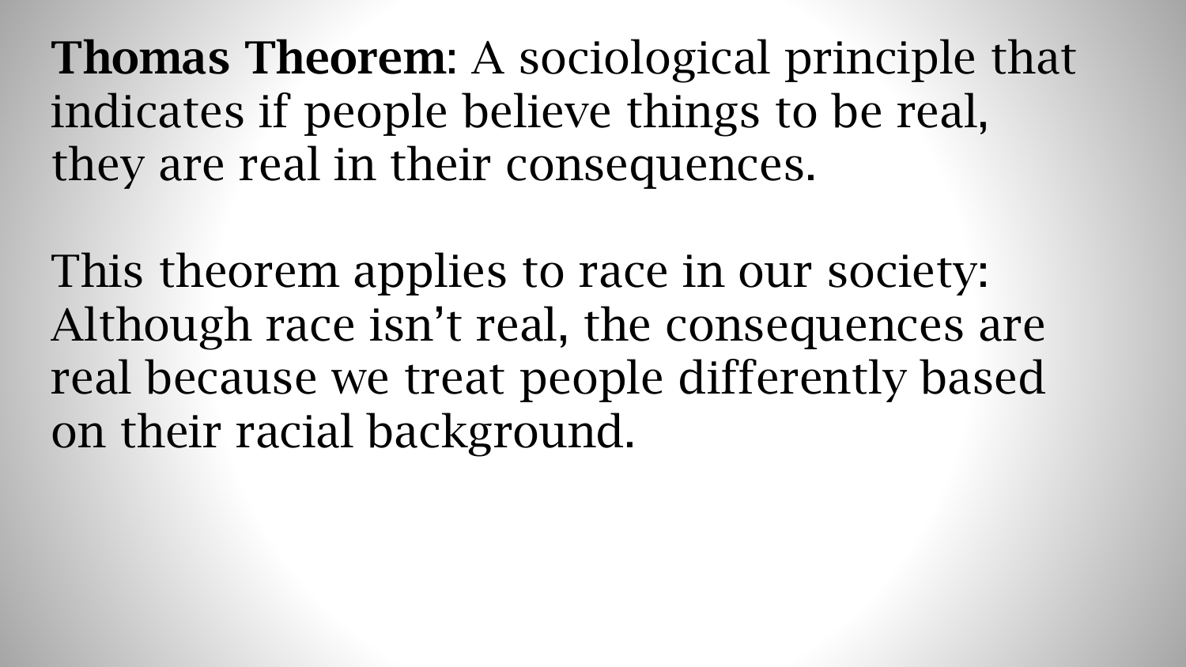**Thomas Theorem**: A sociological principle that indicates if people believe things to be real, they are real in their consequences.

This theorem applies to race in our society: Although race isn't real, the consequences are real because we treat people differently based on their racial background.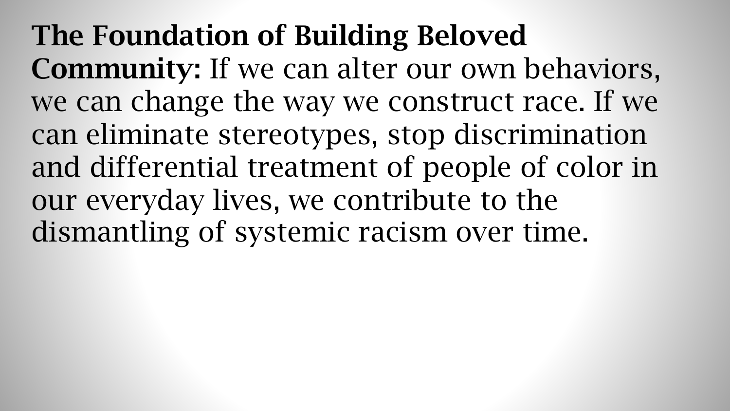**The Foundation of Building Beloved Community:** If we can alter our own behaviors, we can change the way we construct race. If we can eliminate stereotypes, stop discrimination and differential treatment of people of color in our everyday lives, we contribute to the dismantling of systemic racism over time.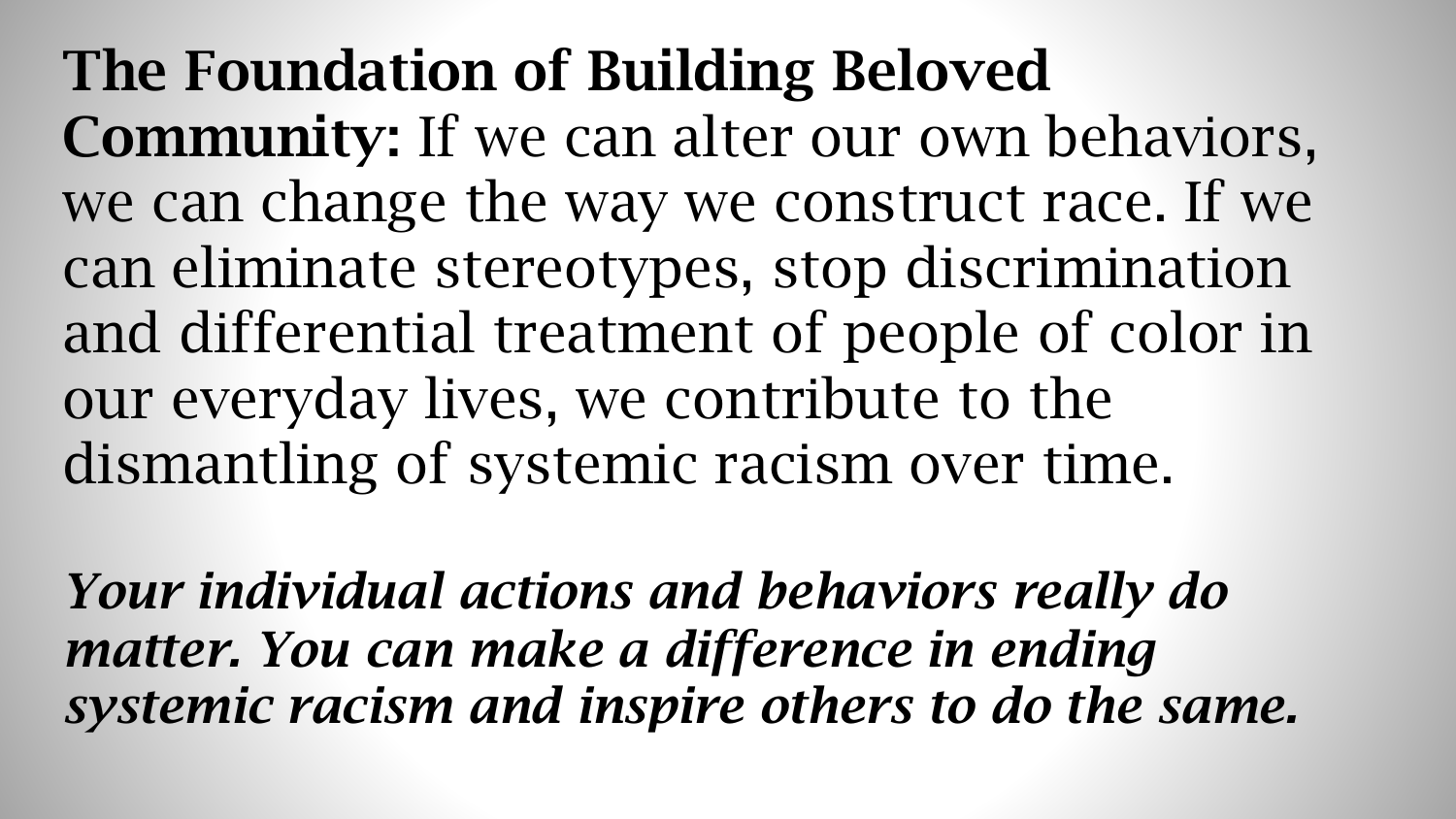**The Foundation of Building Beloved Community:** If we can alter our own behaviors, we can change the way we construct race. If we can eliminate stereotypes, stop discrimination and differential treatment of people of color in our everyday lives, we contribute to the dismantling of systemic racism over time.

***Your individual actions and behaviors really do matter. You can make a difference in ending systemic racism and inspire others to do the same.***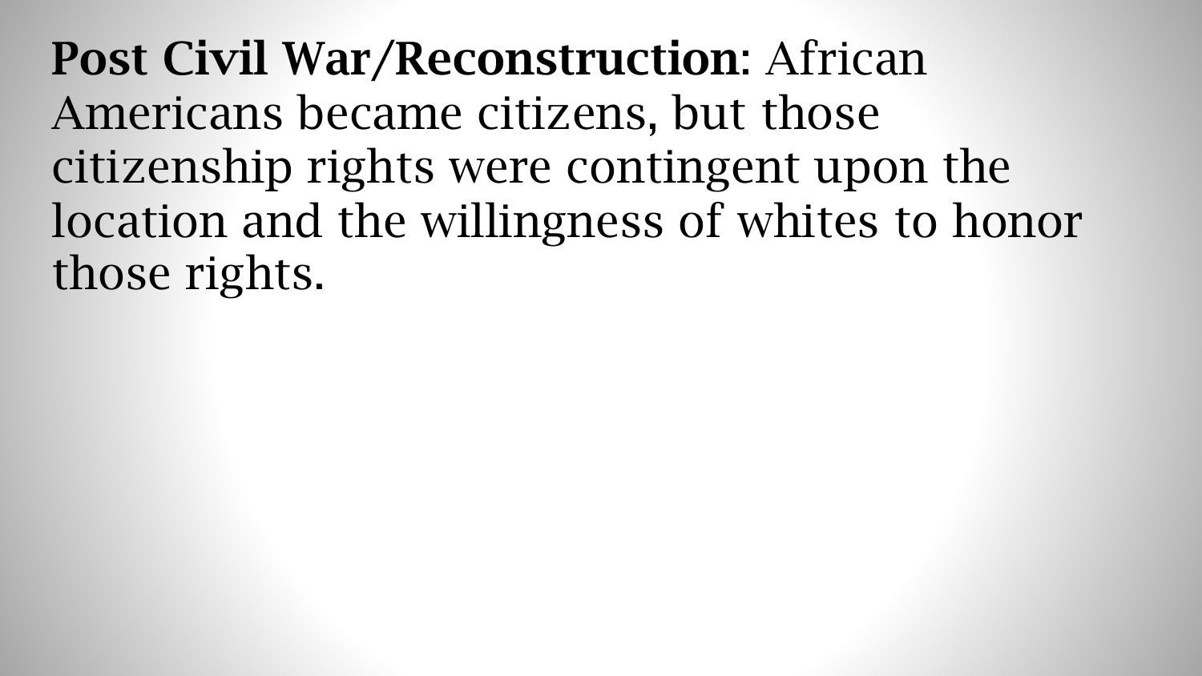**Post Civil War/Reconstruction**: African Americans became citizens, but those citizenship rights were contingent upon the location and the willingness of whites to honor those rights.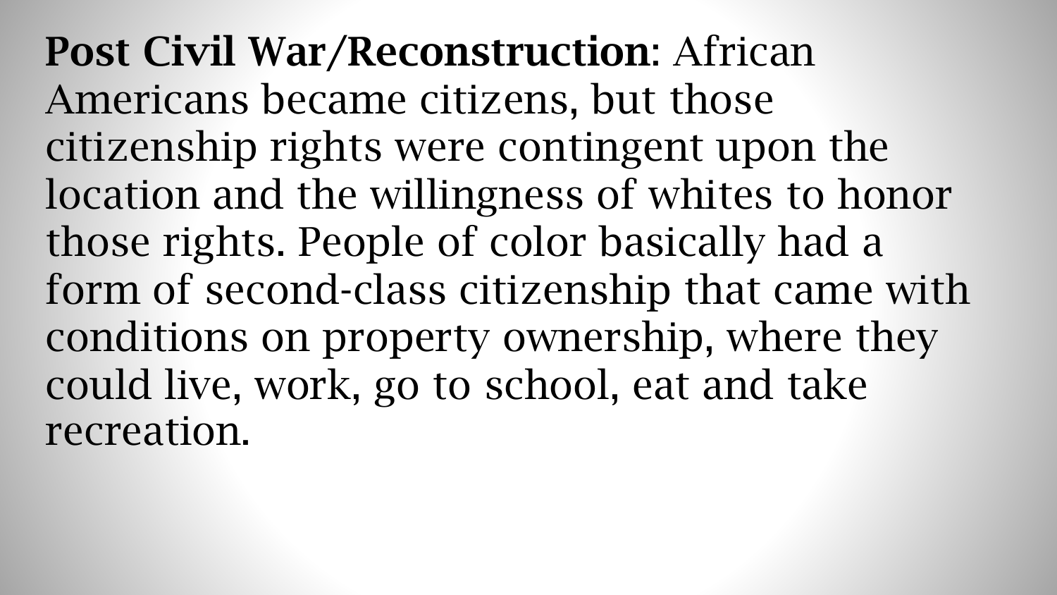**Post Civil War/Reconstruction**: African Americans became citizens, but those citizenship rights were contingent upon the location and the willingness of whites to honor those rights. People of color basically had a form of second-class citizenship that came with conditions on property ownership, where they could live, work, go to school, eat and take recreation.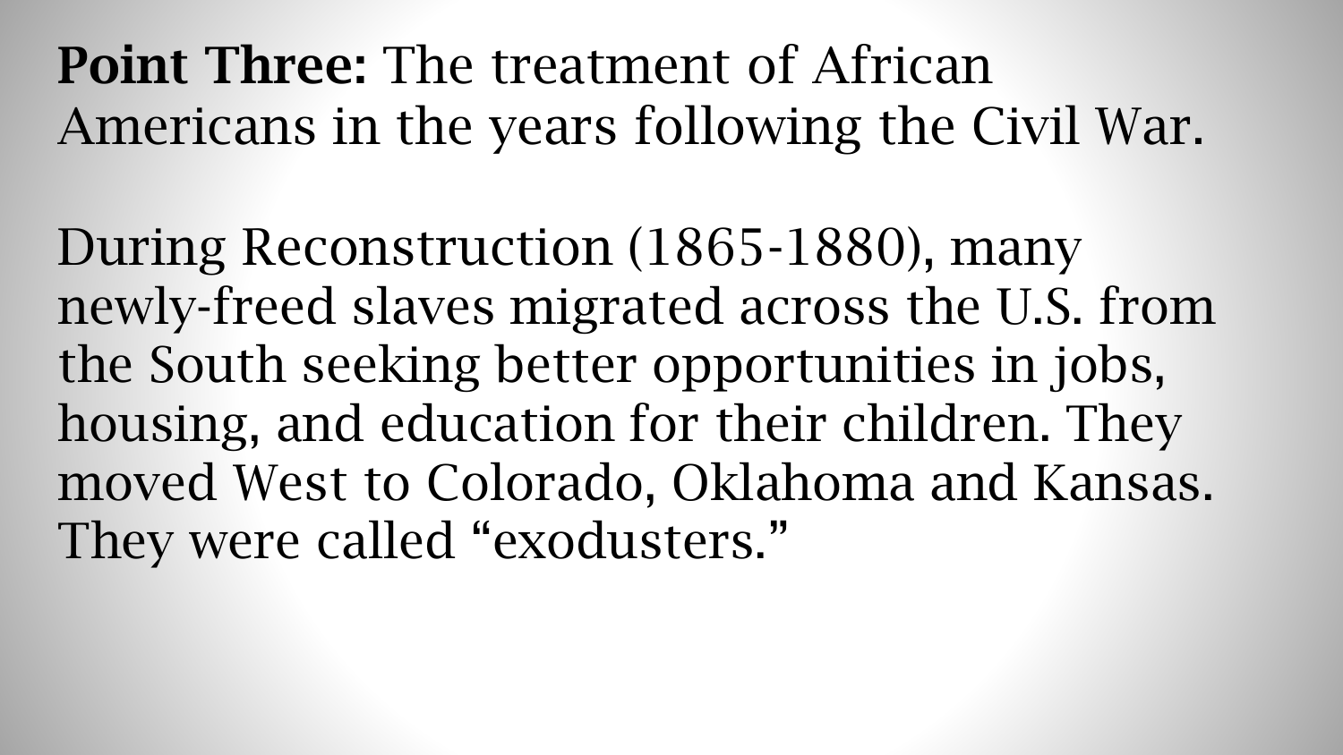**Point Three:** The treatment of African Americans in the years following the Civil War.

During Reconstruction (1865-1880), many newly-freed slaves migrated across the U.S. from the South seeking better opportunities in jobs, housing, and education for their children. They moved West to Colorado, Oklahoma and Kansas. They were called “exodusters.”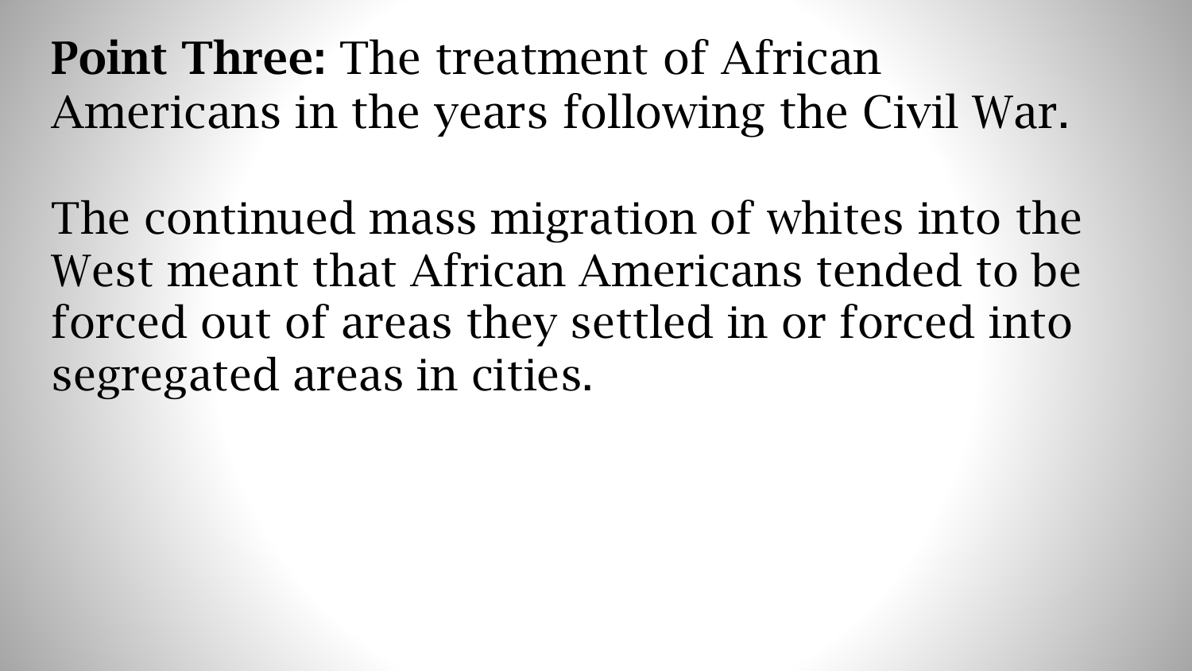**Point Three:** The treatment of African Americans in the years following the Civil War.

The continued mass migration of whites into the West meant that African Americans tended to be forced out of areas they settled in or forced into segregated areas in cities.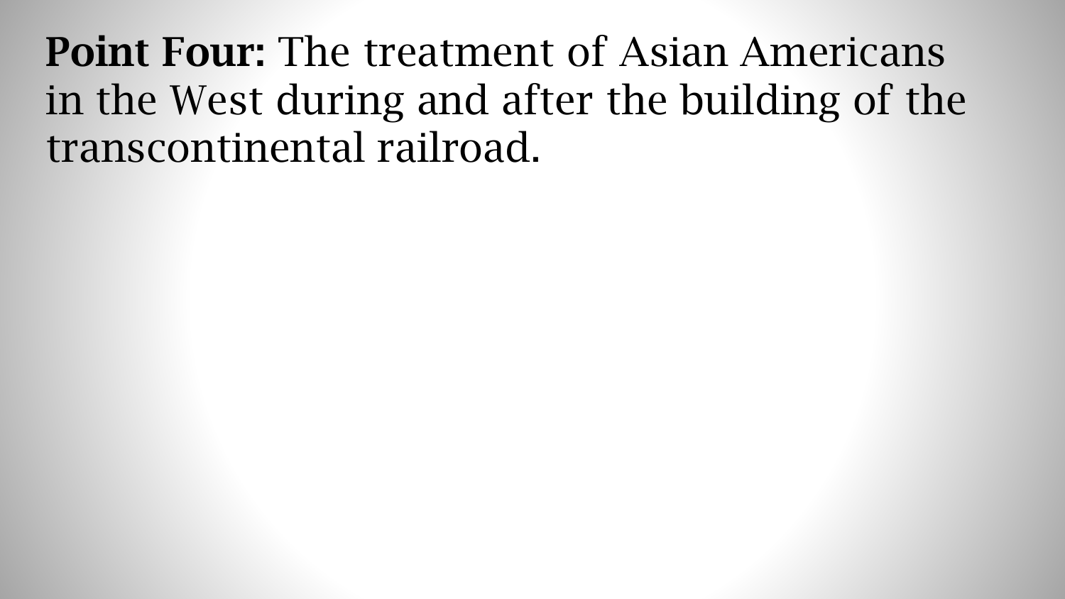**Point Four:** The treatment of Asian Americans in the West during and after the building of the transcontinental railroad.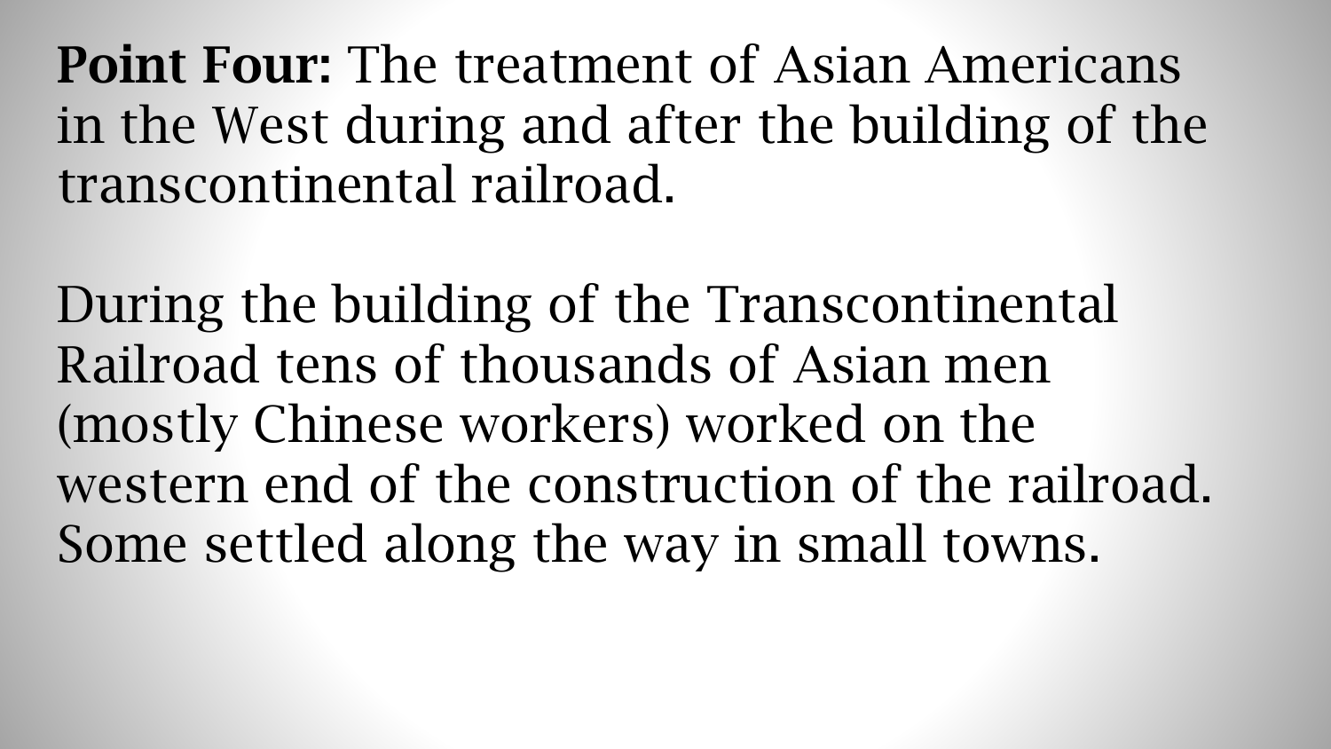**Point Four:** The treatment of Asian Americans in the West during and after the building of the transcontinental railroad.

During the building of the Transcontinental Railroad tens of thousands of Asian men (mostly Chinese workers) worked on the western end of the construction of the railroad. Some settled along the way in small towns.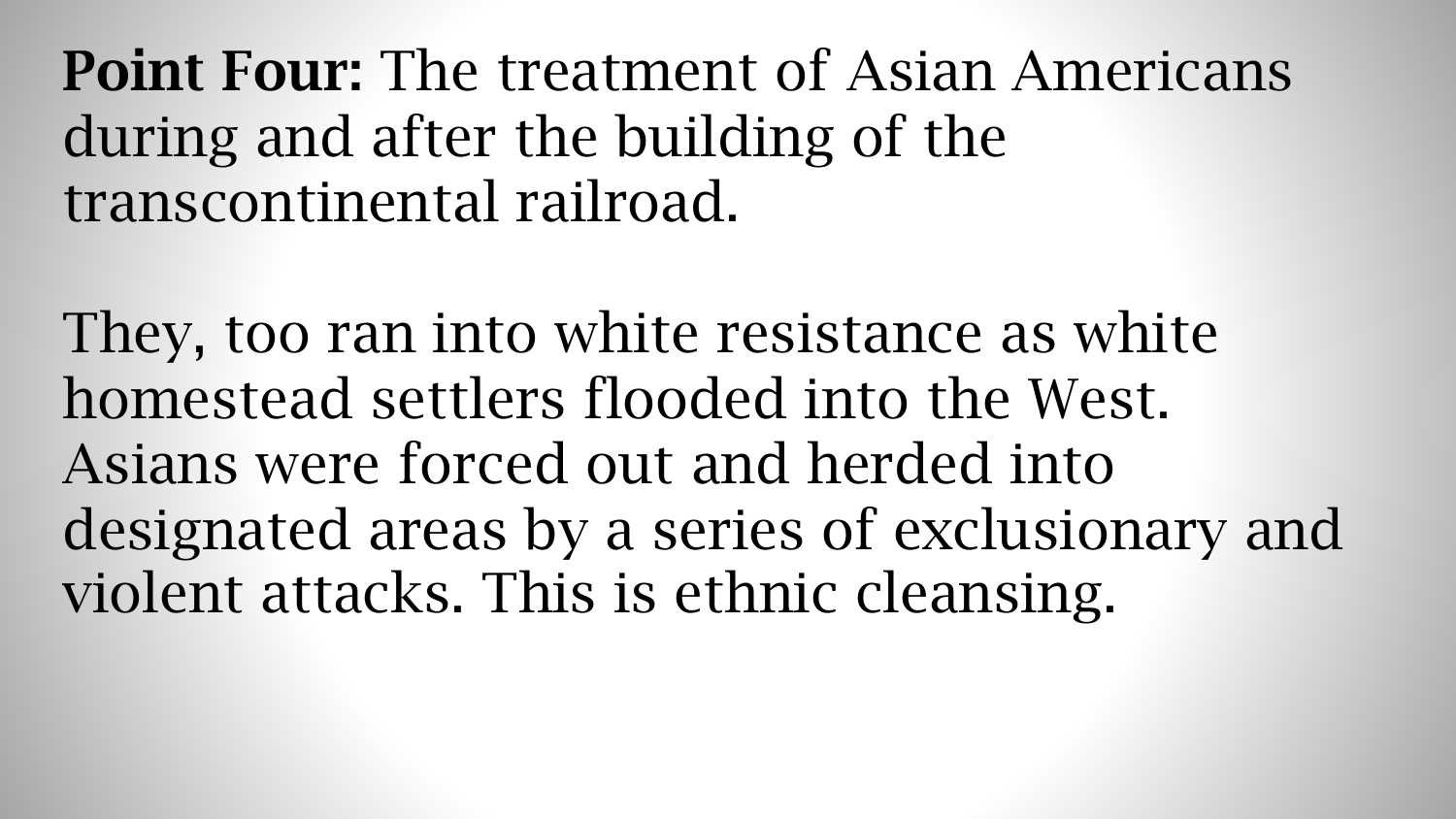**Point Four:** The treatment of Asian Americans during and after the building of the transcontinental railroad.

They, too ran into white resistance as white homestead settlers flooded into the West. Asians were forced out and herded into designated areas by a series of exclusionary and violent attacks. This is ethnic cleansing.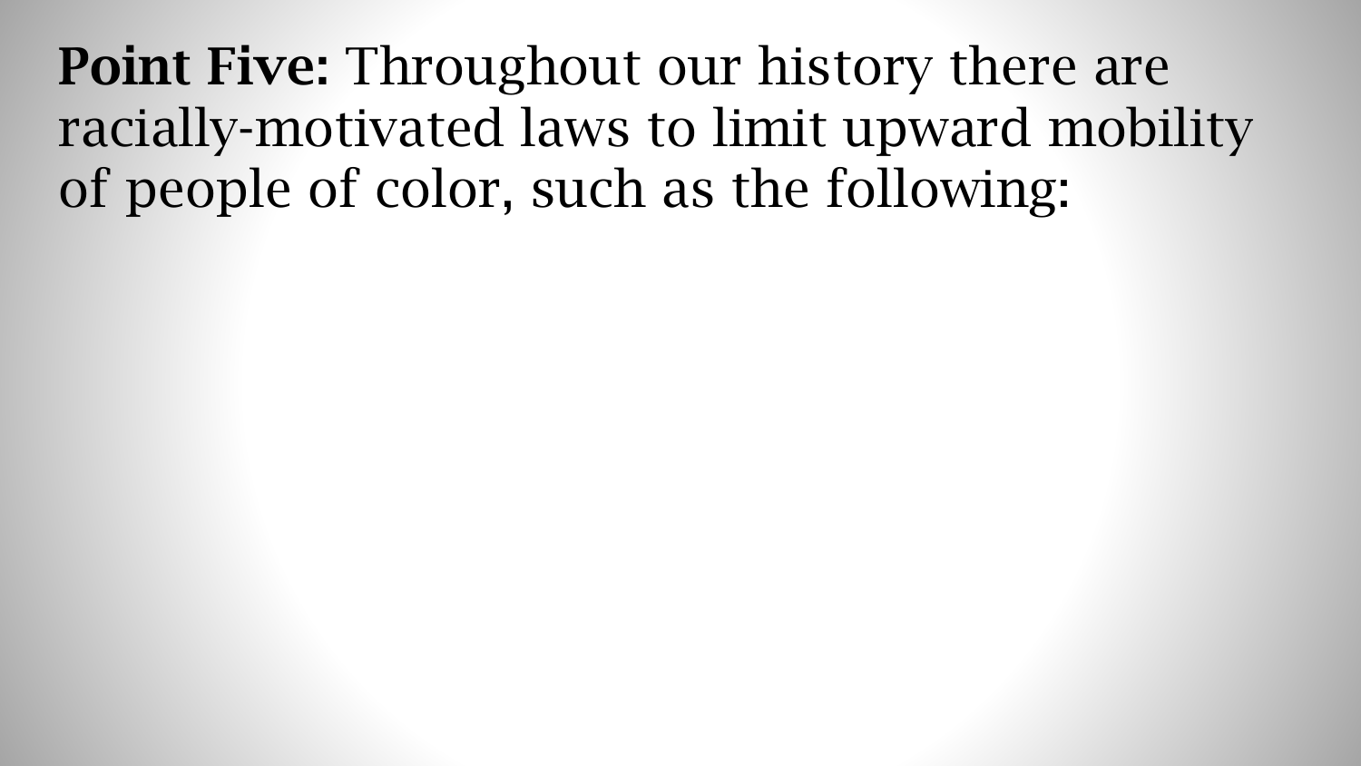**Point Five:** Throughout our history there are racially-motivated laws to limit upward mobility of people of color, such as the following: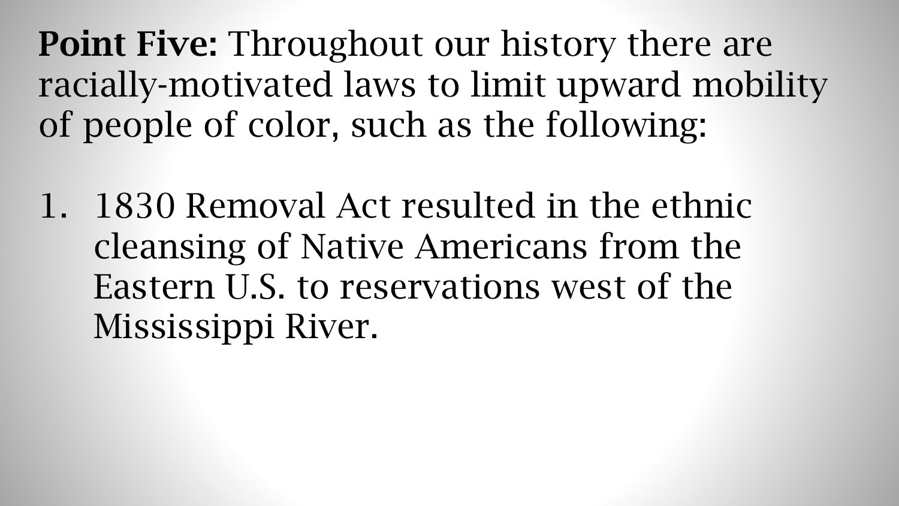**Point Five:** Throughout our history there are racially-motivated laws to limit upward mobility of people of color, such as the following:

1. 1830 Removal Act resulted in the ethnic cleansing of Native Americans from the Eastern U.S. to reservations west of the Mississippi River.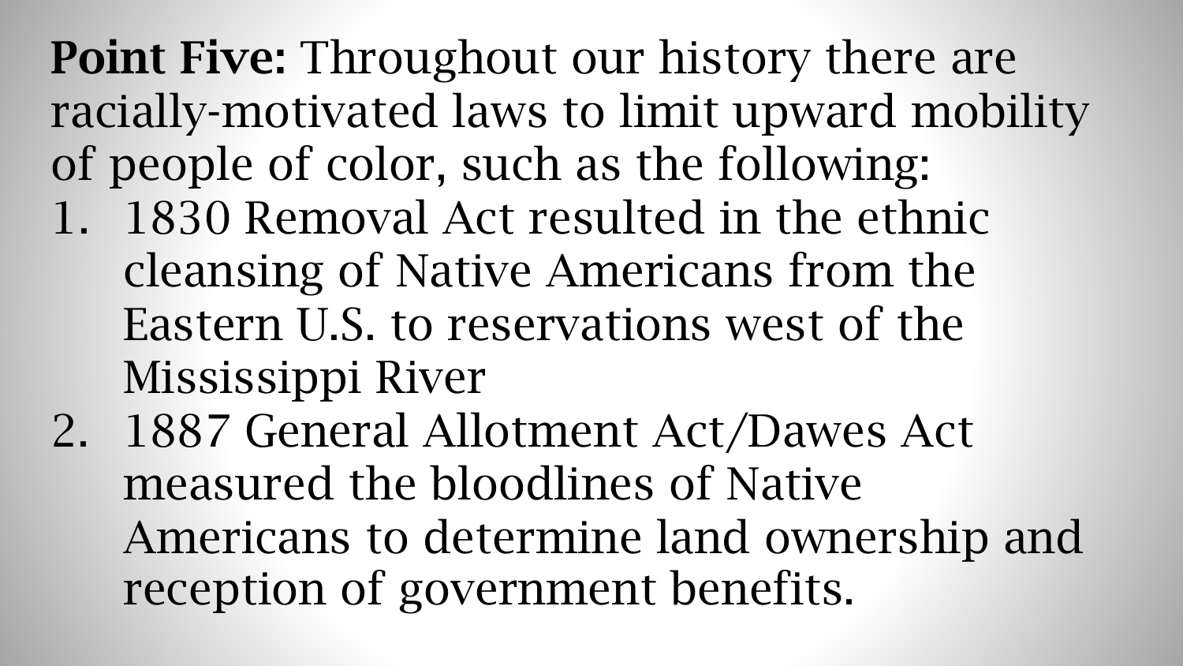**Point Five:** Throughout our history there are racially-motivated laws to limit upward mobility of people of color, such as the following:

1. 1830 Removal Act resulted in the ethnic cleansing of Native Americans from the Eastern U.S. to reservations west of the Mississippi River
2. 1887 General Allotment Act/Dawes Act measured the bloodlines of Native Americans to determine land ownership and reception of government benefits.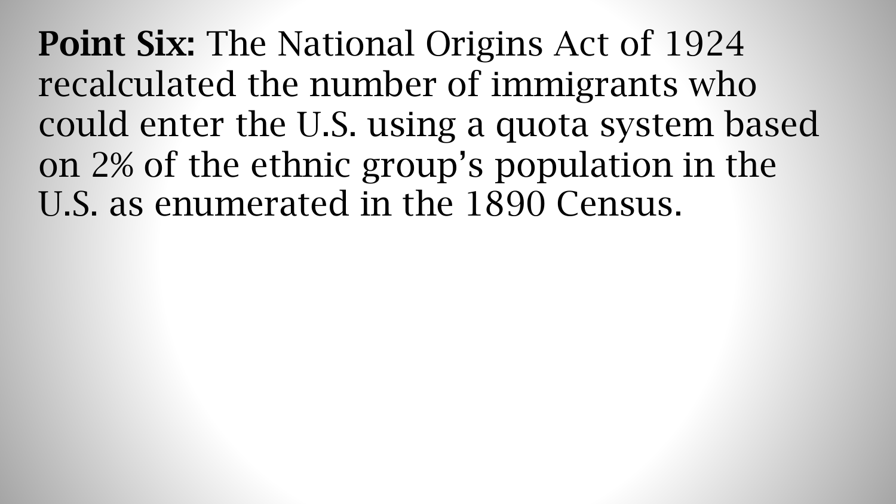**Point Six:** The National Origins Act of 1924 recalculated the number of immigrants who could enter the U.S. using a quota system based on 2% of the ethnic group's population in the U.S. as enumerated in the 1890 Census.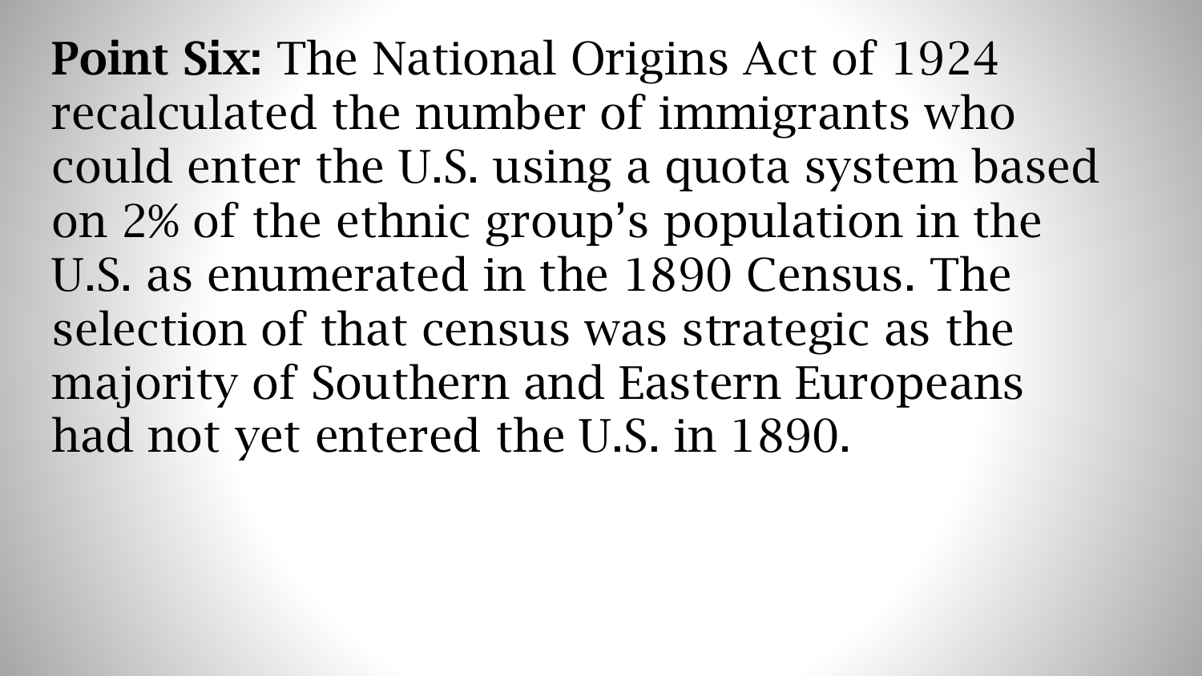**Point Six:** The National Origins Act of 1924 recalculated the number of immigrants who could enter the U.S. using a quota system based on 2% of the ethnic group’s population in the U.S. as enumerated in the 1890 Census. The selection of that census was strategic as the majority of Southern and Eastern Europeans had not yet entered the U.S. in 1890.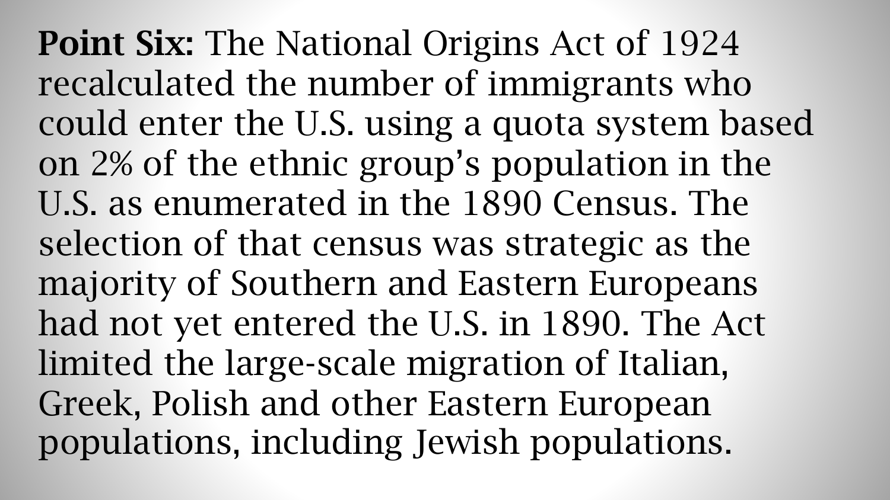**Point Six:** The National Origins Act of 1924 recalculated the number of immigrants who could enter the U.S. using a quota system based on 2% of the ethnic group's population in the U.S. as enumerated in the 1890 Census. The selection of that census was strategic as the majority of Southern and Eastern Europeans had not yet entered the U.S. in 1890. The Act limited the large-scale migration of Italian, Greek, Polish and other Eastern European populations, including Jewish populations.